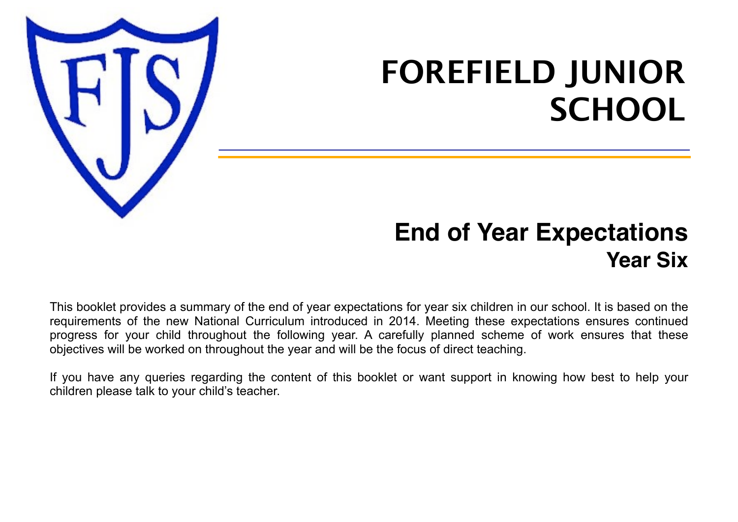# FOREFIELD JUNIOR SCHOOL

## End of Year Expectations

### Year Six

This booklet provides a summary of the end of year expectations for year six children in our school. It is based on the requirements of the new National Curriculum introduced in 2014. Meeting these expectations ensures continued progress for your child throughout the following year. A carefully planned scheme of work ensures that these objectives will be worked on throughout the year and will be the focus of direct teaching.

If you have any queries regarding the content of this booklet or want support in knowing how best to help your children please talk to your child's teacher.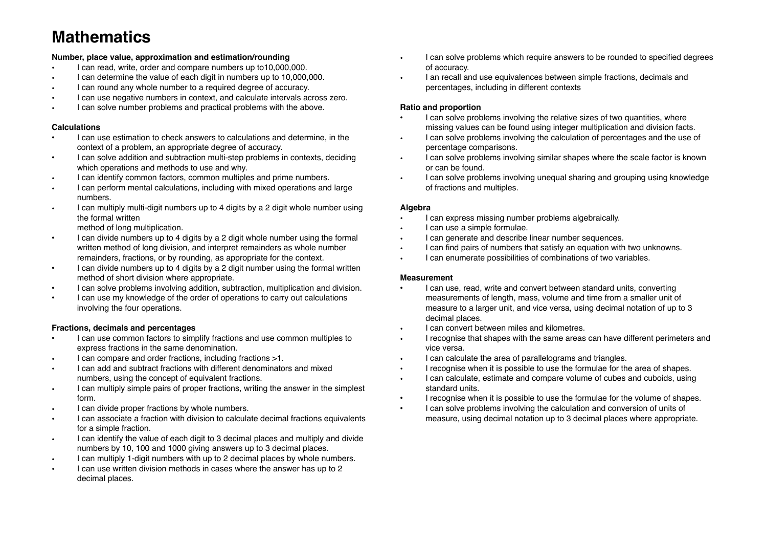# Mathematics

**Number, place value, approximation and estimation/rounding**

- I can read, write, order and compare numbers up to10,000,000.
- I can determine the value of each digit in numbers up to 10,000,000.
- I can round any whole number to a required degree of accuracy.
- I can use negative numbers in context, and calculate intervals across zero.
- I can solve number problems and practical problems with the above.

**Calculations**

- I can use estimation to check answers to calculations and determine, in the context of a problem, an appropriate degree of accuracy.
- I can solve addition and subtraction multi-step problems in contexts, deciding which operations and methods to use and why.
- I can identify common factors, common multiples and prime numbers.
- I can perform mental calculations, including with mixed operations and large numbers.
- I can multiply multi-digit numbers up to 4 digits by a 2 digit whole number using the formal written
  method of long multiplication.
- I can divide numbers up to 4 digits by a 2 digit whole number using the formal written method of long division, and interpret remainders as whole number remainders, fractions, or by rounding, as appropriate for the context.
- I can divide numbers up to 4 digits by a 2 digit number using the formal written method of short division where appropriate.
- I can solve problems involving addition, subtraction, multiplication and division.
- I can use my knowledge of the order of operations to carry out calculations involving the four operations.

**Fractions, decimals and percentages**

- I can use common factors to simplify fractions and use common multiples to express fractions in the same denomination.
- I can compare and order fractions, including fractions >1.
- I can add and subtract fractions with different denominators and mixed numbers, using the concept of equivalent fractions.
- I can multiply simple pairs of proper fractions, writing the answer in the simplest form.
- I can divide proper fractions by whole numbers.
- I can associate a fraction with division to calculate decimal fractions equivalents for a simple fraction.
- I can identify the value of each digit to 3 decimal places and multiply and divide numbers by 10, 100 and 1000 giving answers up to 3 decimal places.
- I can multiply 1-digit numbers with up to 2 decimal places by whole numbers.
- I can use written division methods in cases where the answer has up to 2 decimal places.
- I can solve problems which require answers to be rounded to specified degrees of accuracy.
- I an recall and use equivalences between simple fractions, decimals and percentages, including in different contexts

**Ratio and proportion**

- I can solve problems involving the relative sizes of two quantities, where missing values can be found using integer multiplication and division facts.
- I can solve problems involving the calculation of percentages and the use of percentage comparisons.
- I can solve problems involving similar shapes where the scale factor is known or can be found.
- I can solve problems involving unequal sharing and grouping using knowledge of fractions and multiples.

**Algebra**

- I can express missing number problems algebraically.
- I can use a simple formulae.
- I can generate and describe linear number sequences.
- I can find pairs of numbers that satisfy an equation with two unknowns.
- I can enumerate possibilities of combinations of two variables.

**Measurement**

- I can use, read, write and convert between standard units, converting measurements of length, mass, volume and time from a smaller unit of measure to a larger unit, and vice versa, using decimal notation of up to 3 decimal places.
- I can convert between miles and kilometres.
- I recognise that shapes with the same areas can have different perimeters and vice versa.
- I can calculate the area of parallelograms and triangles.
- I recognise when it is possible to use the formulae for the area of shapes.
- I can calculate, estimate and compare volume of cubes and cuboids, using standard units.
- I recognise when it is possible to use the formulae for the volume of shapes.
- I can solve problems involving the calculation and conversion of units of measure, using decimal notation up to 3 decimal places where appropriate.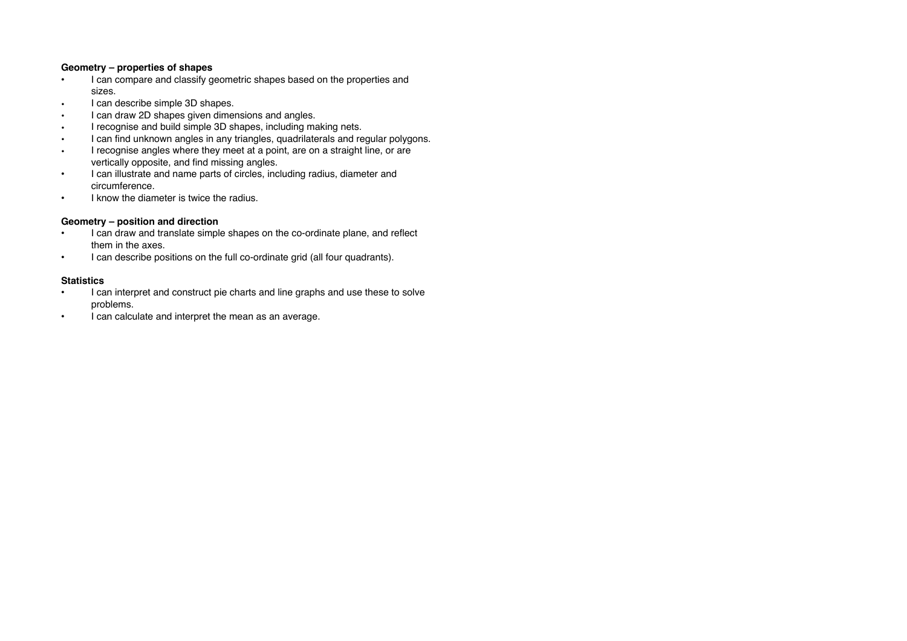**Geometry – properties of shapes**

- I can compare and classify geometric shapes based on the properties and sizes.
- I can describe simple 3D shapes.
- I can draw 2D shapes given dimensions and angles.
- I recognise and build simple 3D shapes, including making nets.
- I can find unknown angles in any triangles, quadrilaterals and regular polygons.
- I recognise angles where they meet at a point, are on a straight line, or are vertically opposite, and find missing angles.
- I can illustrate and name parts of circles, including radius, diameter and circumference.
- I know the diameter is twice the radius.

**Geometry – position and direction**

- I can draw and translate simple shapes on the co-ordinate plane, and reflect them in the axes.
- I can describe positions on the full co-ordinate grid (all four quadrants).

**Statistics**

- I can interpret and construct pie charts and line graphs and use these to solve problems.
- I can calculate and interpret the mean as an average.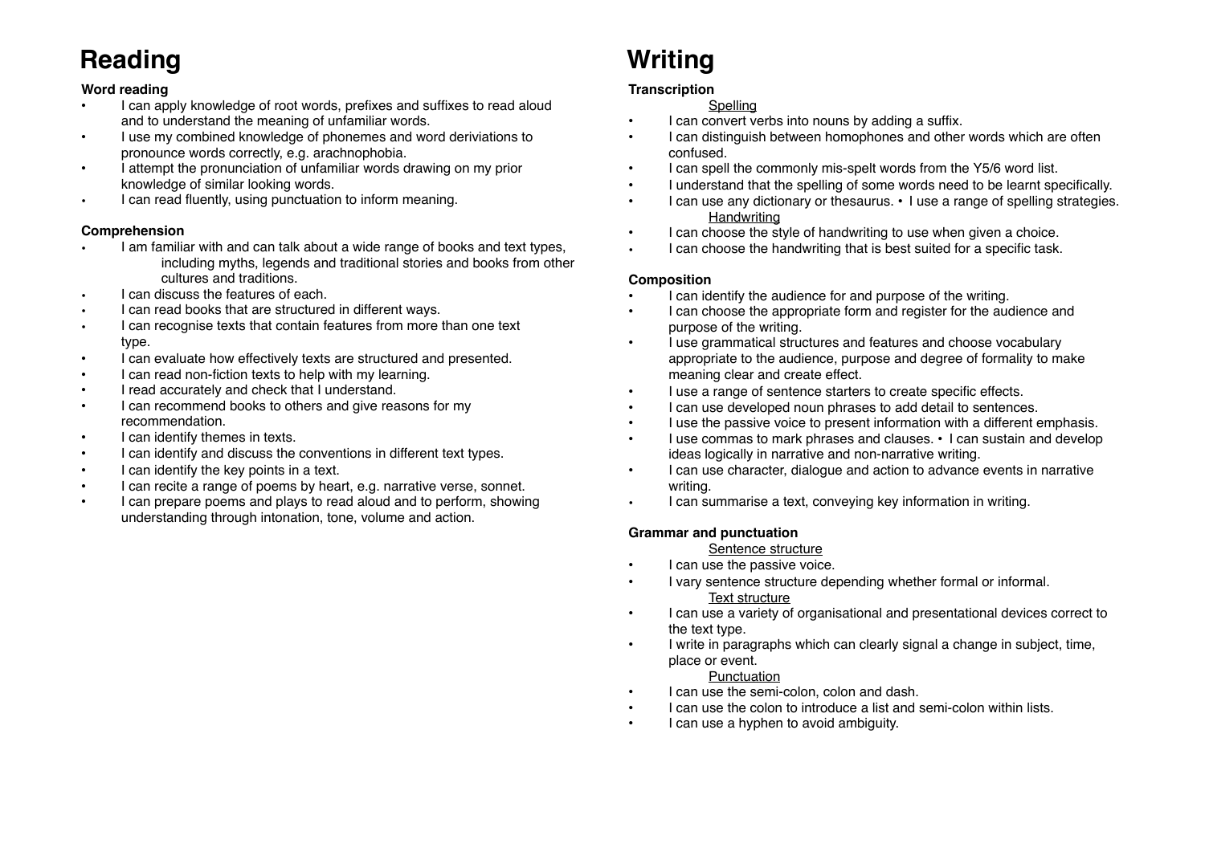# Reading

**Word reading**

- I can apply knowledge of root words, prefixes and suffixes to read aloud and to understand the meaning of unfamiliar words.
- I use my combined knowledge of phonemes and word deriviations to pronounce words correctly, e.g. arachnophobia.
- I attempt the pronunciation of unfamiliar words drawing on my prior knowledge of similar looking words.
- I can read fluently, using punctuation to inform meaning.

**Comprehension**

- I am familiar with and can talk about a wide range of books and text types, including myths, legends and traditional stories and books from other cultures and traditions.
- I can discuss the features of each.
- I can read books that are structured in different ways.
- I can recognise texts that contain features from more than one text type.
- I can evaluate how effectively texts are structured and presented.
- I can read non-fiction texts to help with my learning.
- I read accurately and check that I understand.
- I can recommend books to others and give reasons for my recommendation.
- I can identify themes in texts.
- I can identify and discuss the conventions in different text types.
- I can identify the key points in a text.
- I can recite a range of poems by heart, e.g. narrative verse, sonnet.
- I can prepare poems and plays to read aloud and to perform, showing understanding through intonation, tone, volume and action.

# Writing

**Transcription**

<u>Spelling</u>

- I can convert verbs into nouns by adding a suffix.
- I can distinguish between homophones and other words which are often confused.
- I can spell the commonly mis-spelt words from the Y5/6 word list.
- I understand that the spelling of some words need to be learnt specifically.
- I can use any dictionary or thesaurus. • I use a range of spelling strategies.

<u>Handwriting</u>

- I can choose the style of handwriting to use when given a choice.
- I can choose the handwriting that is best suited for a specific task.

**Composition**

- I can identify the audience for and purpose of the writing.
- I can choose the appropriate form and register for the audience and purpose of the writing.
- I use grammatical structures and features and choose vocabulary appropriate to the audience, purpose and degree of formality to make meaning clear and create effect.
- I use a range of sentence starters to create specific effects.
- I can use developed noun phrases to add detail to sentences.
- I use the passive voice to present information with a different emphasis.
- I use commas to mark phrases and clauses. • I can sustain and develop ideas logically in narrative and non-narrative writing.
- I can use character, dialogue and action to advance events in narrative writing.
- I can summarise a text, conveying key information in writing.

**Grammar and punctuation**

<u>Sentence structure</u>

- I can use the passive voice.
- I vary sentence structure depending whether formal or informal.

<u>Text structure</u>

- I can use a variety of organisational and presentational devices correct to the text type.
- I write in paragraphs which can clearly signal a change in subject, time, place or event.

<u>Punctuation</u>

- I can use the semi-colon, colon and dash.
- I can use the colon to introduce a list and semi-colon within lists.
- I can use a hyphen to avoid ambiguity.